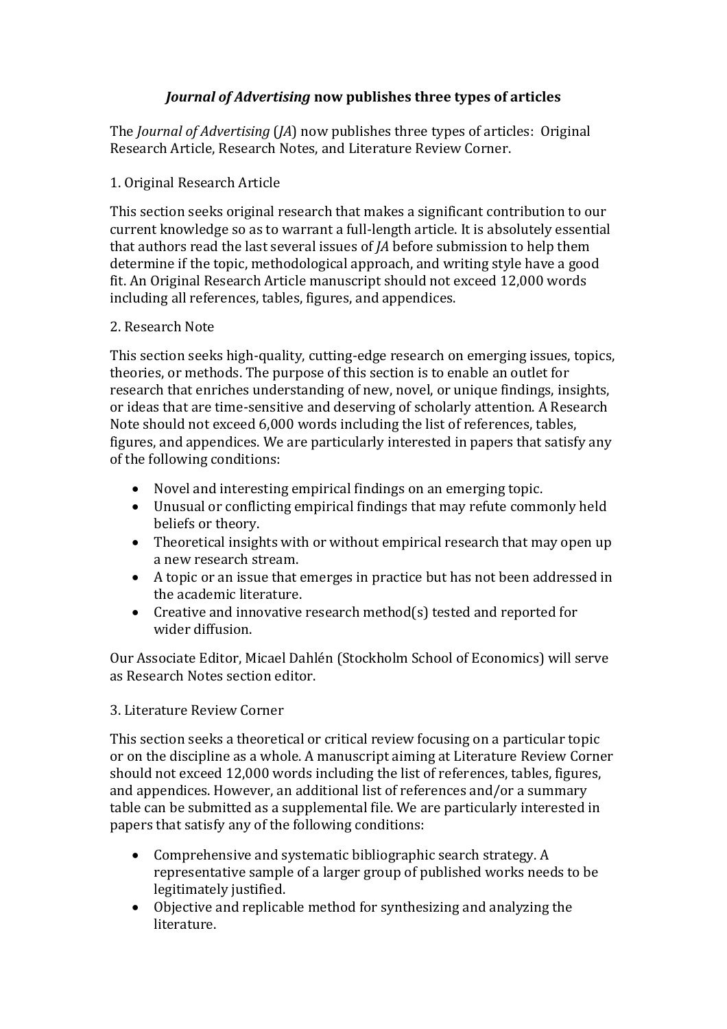# *Journal of Advertising* now publishes three types of articles

The *Journal of Advertising* (*JA*) now publishes three types of articles: Original Research Article, Research Notes, and Literature Review Corner.

## 1. Original Research Article

This section seeks original research that makes a significant contribution to our current knowledge so as to warrant a full-length article. It is absolutely essential that authors read the last several issues of *JA* before submission to help them determine if the topic, methodological approach, and writing style have a good fit. An Original Research Article manuscript should not exceed 12,000 words including all references, tables, figures, and appendices.

## 2. Research Note

This section seeks high-quality, cutting-edge research on emerging issues, topics, theories, or methods. The purpose of this section is to enable an outlet for research that enriches understanding of new, novel, or unique findings, insights, or ideas that are time-sensitive and deserving of scholarly attention. A Research Note should not exceed 6,000 words including the list of references, tables, figures, and appendices. We are particularly interested in papers that satisfy any of the following conditions:

- Novel and interesting empirical findings on an emerging topic.
- Unusual or conflicting empirical findings that may refute commonly held beliefs or theory.
- Theoretical insights with or without empirical research that may open up a new research stream.
- A topic or an issue that emerges in practice but has not been addressed in the academic literature.
- Creative and innovative research method(s) tested and reported for wider diffusion.

Our Associate Editor, Micael Dahlén (Stockholm School of Economics) will serve as Research Notes section editor.

## 3. Literature Review Corner

This section seeks a theoretical or critical review focusing on a particular topic or on the discipline as a whole. A manuscript aiming at Literature Review Corner should not exceed 12,000 words including the list of references, tables, figures, and appendices. However, an additional list of references and/or a summary table can be submitted as a supplemental file. We are particularly interested in papers that satisfy any of the following conditions:

- Comprehensive and systematic bibliographic search strategy. A representative sample of a larger group of published works needs to be legitimately justified.
- Objective and replicable method for synthesizing and analyzing the literature.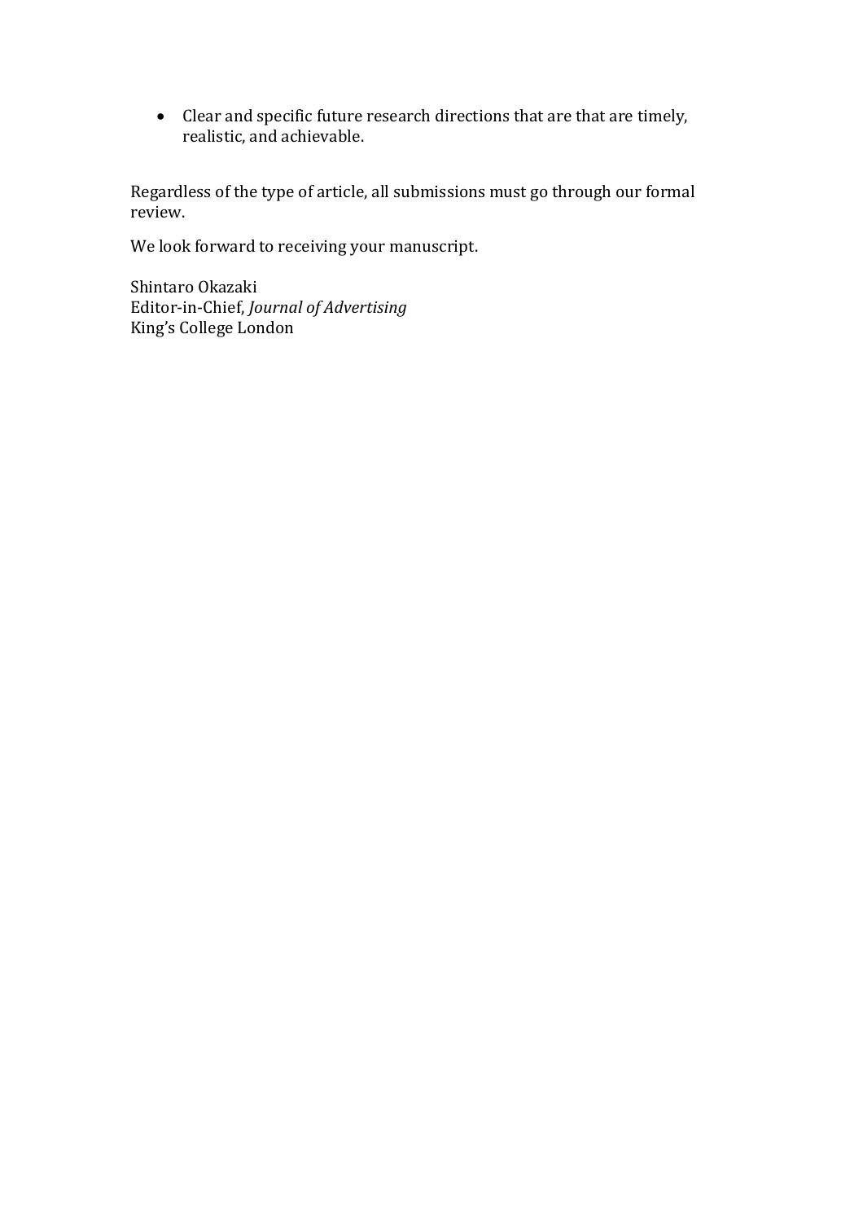- Clear and specific future research directions that are that are timely, realistic, and achievable.

Regardless of the type of article, all submissions must go through our formal review.

We look forward to receiving your manuscript.

Shintaro Okazaki  
Editor-in-Chief, *Journal of Advertising*  
King's College London